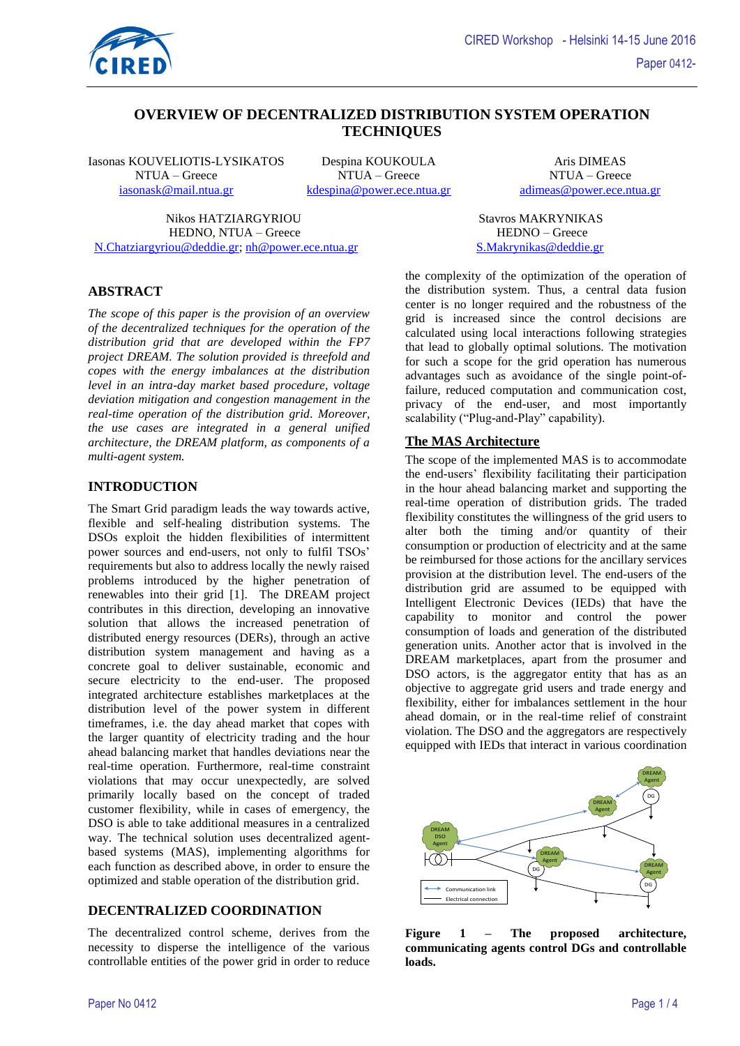# OVERVIEW OF DECENTRALIZED DISTRIBUTION SYSTEM OPERATION TECHNIQUES

Iasonas KOUVELIOTIS-LYSIKATOS
NTUA – Greece
iasonask@mail.ntua.gr

Despina KOUKOULA
NTUA – Greece
kdespina@power.ece.ntua.gr

Aris DIMEAS
NTUA – Greece
adimeas@power.ece.ntua.gr

Nikos HATZIARGYRIOU
HEDNO, NTUA – Greece
N.Chatziargyriou@deddie.gr; nh@power.ece.ntua.gr

Stavros MAKRYNIKAS
HEDNO – Greece
S.Makrynikas@deddie.gr

## ABSTRACT

*The scope of this paper is the provision of an overview of the decentralized techniques for the operation of the distribution grid that are developed within the FP7 project DREAM. The solution provided is threefold and copes with the energy imbalances at the distribution level in an intra-day market based procedure, voltage deviation mitigation and congestion management in the real-time operation of the distribution grid. Moreover, the use cases are integrated in a general unified architecture, the DREAM platform, as components of a multi-agent system.*

## INTRODUCTION

The Smart Grid paradigm leads the way towards active, flexible and self-healing distribution systems. The DSOs exploit the hidden flexibilities of intermittent power sources and end-users, not only to fulfil TSOs' requirements but also to address locally the newly raised problems introduced by the higher penetration of renewables into their grid [1]. The DREAM project contributes in this direction, developing an innovative solution that allows the increased penetration of distributed energy resources (DERs), through an active distribution system management and having as a concrete goal to deliver sustainable, economic and secure electricity to the end-user. The proposed integrated architecture establishes marketplaces at the distribution level of the power system in different timeframes, i.e. the day ahead market that copes with the larger quantity of electricity trading and the hour ahead balancing market that handles deviations near the real-time operation. Furthermore, real-time constraint violations that may occur unexpectedly, are solved primarily locally based on the concept of traded customer flexibility, while in cases of emergency, the DSO is able to take additional measures in a centralized way. The technical solution uses decentralized agent-based systems (MAS), implementing algorithms for each function as described above, in order to ensure the optimized and stable operation of the distribution grid.

## DECENTRALIZED COORDINATION

The decentralized control scheme, derives from the necessity to disperse the intelligence of the various controllable entities of the power grid in order to reduce the complexity of the optimization of the operation of the distribution system. Thus, a central data fusion center is no longer required and the robustness of the grid is increased since the control decisions are calculated using local interactions following strategies that lead to globally optimal solutions. The motivation for such a scope for the grid operation has numerous advantages such as avoidance of the single point-of-failure, reduced computation and communication cost, privacy of the end-user, and most importantly scalability ("Plug-and-Play" capability).

### The MAS Architecture

The scope of the implemented MAS is to accommodate the end-users' flexibility facilitating their participation in the hour ahead balancing market and supporting the real-time operation of distribution grids. The traded flexibility constitutes the willingness of the grid users to alter both the timing and/or quantity of their consumption or production of electricity and at the same be reimbursed for those actions for the ancillary services provision at the distribution level. The end-users of the distribution grid are assumed to be equipped with Intelligent Electronic Devices (IEDs) that have the capability to monitor and control the power consumption of loads and generation of the distributed generation units. Another actor that is involved in the DREAM marketplaces, apart from the prosumer and DSO actors, is the aggregator entity that has as an objective to aggregate grid users and trade energy and flexibility, either for imbalances settlement in the hour ahead domain, or in the real-time relief of constraint violation. The DSO and the aggregators are respectively equipped with IEDs that interact in various coordination

**Figure 1 – The proposed architecture, communicating agents control DGs and controllable loads.**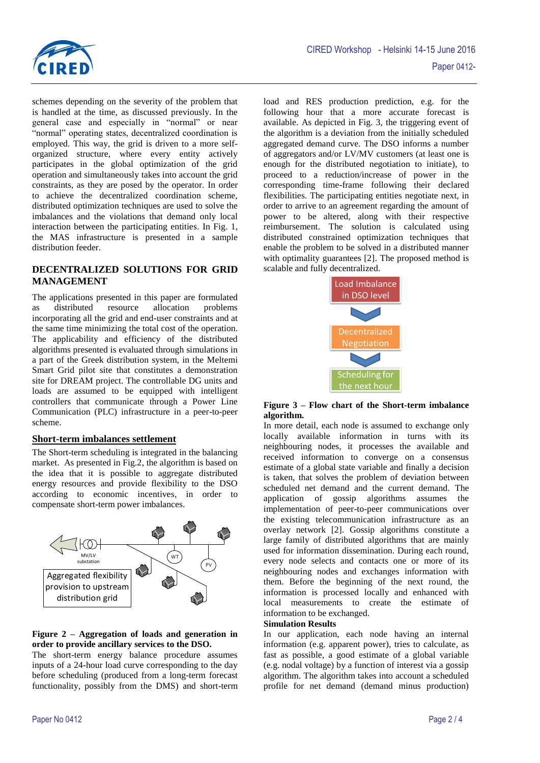schemes depending on the severity of the problem that is handled at the time, as discussed previously. In the general case and especially in "normal" or near "normal" operating states, decentralized coordination is employed. This way, the grid is driven to a more self-organized structure, where every entity actively participates in the global optimization of the grid operation and simultaneously takes into account the grid constraints, as they are posed by the operator. In order to achieve the decentralized coordination scheme, distributed optimization techniques are used to solve the imbalances and the violations that demand only local interaction between the participating entities. In Fig. 1, the MAS infrastructure is presented in a sample distribution feeder.

## DECENTRALIZED SOLUTIONS FOR GRID MANAGEMENT

The applications presented in this paper are formulated as distributed resource allocation problems incorporating all the grid and end-user constraints and at the same time minimizing the total cost of the operation. The applicability and efficiency of the distributed algorithms presented is evaluated through simulations in a part of the Greek distribution system, in the Meltemi Smart Grid pilot site that constitutes a demonstration site for DREAM project. The controllable DG units and loads are assumed to be equipped with intelligent controllers that communicate through a Power Line Communication (PLC) infrastructure in a peer-to-peer scheme.

### Short-term imbalances settlement

The Short-term scheduling is integrated in the balancing market. As presented in Fig.2, the algorithm is based on the idea that it is possible to aggregate distributed energy resources and provide flexibility to the DSO according to economic incentives, in order to compensate short-term power imbalances.

MV/LV substation

Aggregated flexibility provision to upstream distribution grid

WT

PV

**Figure 2 – Aggregation of loads and generation in order to provide ancillary services to the DSO.**

The short-term energy balance procedure assumes inputs of a 24-hour load curve corresponding to the day before scheduling (produced from a long-term forecast functionality, possibly from the DMS) and short-term load and RES production prediction, e.g. for the following hour that a more accurate forecast is available. As depicted in Fig. 3, the triggering event of the algorithm is a deviation from the initially scheduled aggregated demand curve. The DSO informs a number of aggregators and/or LV/MV customers (at least one is enough for the distributed negotiation to initiate), to proceed to a reduction/increase of power in the corresponding time-frame following their declared flexibilities. The participating entities negotiate next, in order to arrive to an agreement regarding the amount of power to be altered, along with their respective reimbursement. The solution is calculated using distributed constrained optimization techniques that enable the problem to be solved in a distributed manner with optimality guarantees [2]. The proposed method is scalable and fully decentralized.

Load Imbalance in DSO level

Decentralized Negotiation

Scheduling for the next hour

**Figure 3 – Flow chart of the Short-term imbalance algorithm.**

In more detail, each node is assumed to exchange only locally available information in turns with its neighbouring nodes, it processes the available and received information to converge on a consensus estimate of a global state variable and finally a decision is taken, that solves the problem of deviation between scheduled net demand and the current demand. The application of gossip algorithms assumes the implementation of peer-to-peer communications over the existing telecommunication infrastructure as an overlay network [2]. Gossip algorithms constitute a large family of distributed algorithms that are mainly used for information dissemination. During each round, every node selects and contacts one or more of its neighbouring nodes and exchanges information with them. Before the beginning of the next round, the information is processed locally and enhanced with local measurements to create the estimate of information to be exchanged.

**Simulation Results**

In our application, each node having an internal information (e.g. apparent power), tries to calculate, as fast as possible, a good estimate of a global variable (e.g. nodal voltage) by a function of interest via a gossip algorithm. The algorithm takes into account a scheduled profile for net demand (demand minus production)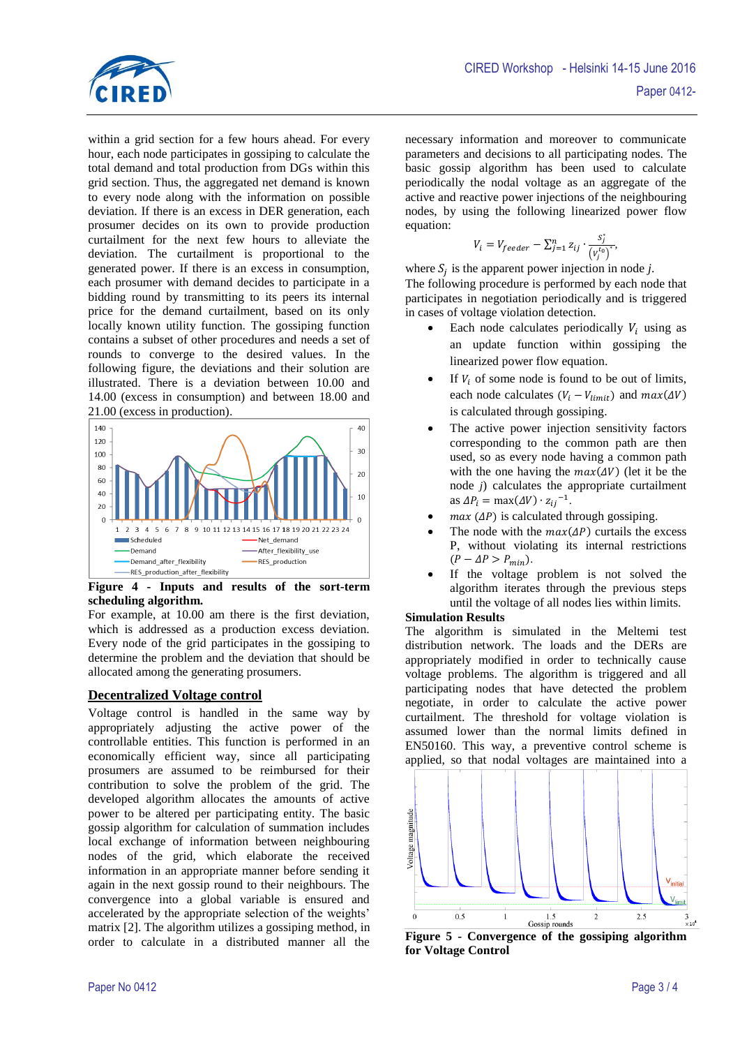within a grid section for a few hours ahead. For every hour, each node participates in gossiping to calculate the total demand and total production from DGs within this grid section. Thus, the aggregated net demand is known to every node along with the information on possible deviation. If there is an excess in DER generation, each prosumer decides on its own to provide production curtailment for the next few hours to alleviate the deviation. The curtailment is proportional to the generated power. If there is an excess in consumption, each prosumer with demand decides to participate in a bidding round by transmitting to its peers its internal price for the demand curtailment, based on its only locally known utility function. The gossiping function contains a subset of other procedures and needs a set of rounds to converge to the desired values. In the following figure, the deviations and their solution are illustrated. There is a deviation between 10.00 and 14.00 (excess in consumption) and between 18.00 and 21.00 (excess in production).

**Figure 4 - Inputs and results of the sort-term scheduling algorithm.**

For example, at 10.00 am there is the first deviation, which is addressed as a production excess deviation. Every node of the grid participates in the gossiping to determine the problem and the deviation that should be allocated among the generating prosumers.

## Decentralized Voltage control

Voltage control is handled in the same way by appropriately adjusting the active power of the controllable entities. This function is performed in an economically efficient way, since all participating prosumers are assumed to be reimbursed for their contribution to solve the problem of the grid. The developed algorithm allocates the amounts of active power to be altered per participating entity. The basic gossip algorithm for calculation of summation includes local exchange of information between neighbouring nodes of the grid, which elaborate the received information in an appropriate manner before sending it again in the next gossip round to their neighbours. The convergence into a global variable is ensured and accelerated by the appropriate selection of the weights' matrix [2]. The algorithm utilizes a gossiping method, in order to calculate in a distributed manner all the necessary information and moreover to communicate parameters and decisions to all participating nodes. The basic gossip algorithm has been used to calculate periodically the nodal voltage as an aggregate of the active and reactive power injections of the neighbouring nodes, by using the following linearized power flow equation:

$$V_i = V_{feeder} - \sum_{j=1}^{n} z_{ij} \cdot \frac{S_j^*}{\left(V_j^{t_0}\right)^*},$$

where $S_j$ is the apparent power injection in node $j$.

The following procedure is performed by each node that participates in negotiation periodically and is triggered in cases of voltage violation detection.

- Each node calculates periodically $V_i$ using as an update function within gossiping the linearized power flow equation.
- If $V_i$ of some node is found to be out of limits, each node calculates $(V_i - V_{limit})$ and $max(\Delta V)$ is calculated through gossiping.
- The active power injection sensitivity factors corresponding to the common path are then used, so as every node having a common path with the one having the $max(\Delta V)$ (let it be the node $j$) calculates the appropriate curtailment as $\Delta P_i = \max(\Delta V) \cdot {z_{ij}}^{-1}$.
- $max$ $(\Delta P)$ is calculated through gossiping.
- The node with the $max(\Delta P)$ curtails the excess P, without violating its internal restrictions $(P - \Delta P > P_{min})$.
- If the voltage problem is not solved the algorithm iterates through the previous steps until the voltage of all nodes lies within limits.

**Simulation Results**

The algorithm is simulated in the Meltemi test distribution network. The loads and the DERs are appropriately modified in order to technically cause voltage problems. The algorithm is triggered and all participating nodes that have detected the problem negotiate, in order to calculate the active power curtailment. The threshold for voltage violation is assumed lower than the normal limits defined in EN50160. This way, a preventive control scheme is applied, so that nodal voltages are maintained into a

**Figure 5 - Convergence of the gossiping algorithm for Voltage Control**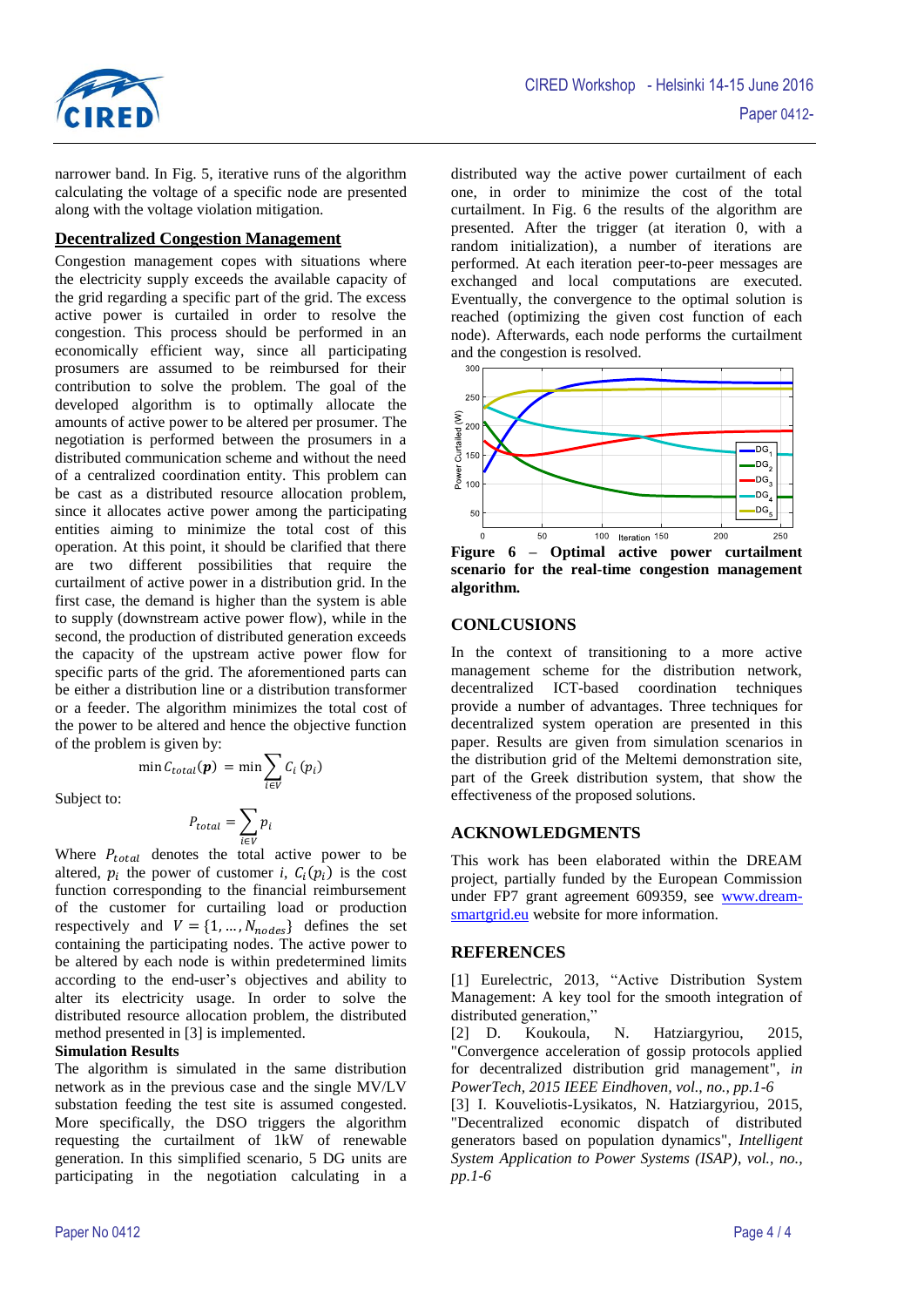narrower band. In Fig. 5, iterative runs of the algorithm calculating the voltage of a specific node are presented along with the voltage violation mitigation.

## Decentralized Congestion Management

Congestion management copes with situations where the electricity supply exceeds the available capacity of the grid regarding a specific part of the grid. The excess active power is curtailed in order to resolve the congestion. This process should be performed in an economically efficient way, since all participating prosumers are assumed to be reimbursed for their contribution to solve the problem. The goal of the developed algorithm is to optimally allocate the amounts of active power to be altered per prosumer. The negotiation is performed between the prosumers in a distributed communication scheme and without the need of a centralized coordination entity. This problem can be cast as a distributed resource allocation problem, since it allocates active power among the participating entities aiming to minimize the total cost of this operation. At this point, it should be clarified that there are two different possibilities that require the curtailment of active power in a distribution grid. In the first case, the demand is higher than the system is able to supply (downstream active power flow), while in the second, the production of distributed generation exceeds the capacity of the upstream active power flow for specific parts of the grid. The aforementioned parts can be either a distribution line or a distribution transformer or a feeder. The algorithm minimizes the total cost of the power to be altered and hence the objective function of the problem is given by:

$$\min C_{total}(\boldsymbol{p}) = \min \sum_{i \in V} C_i(p_i)$$

Subject to:

$$P_{total} = \sum_{i \in V} p_i$$

Where $P_{total}$ denotes the total active power to be altered, $p_i$ the power of customer *i*, $C_i(p_i)$ is the cost function corresponding to the financial reimbursement of the customer for curtailing load or production respectively and $V = \{1, \ldots, N_{nodes}\}$ defines the set containing the participating nodes. The active power to be altered by each node is within predetermined limits according to the end-user's objectives and ability to alter its electricity usage. In order to solve the distributed resource allocation problem, the distributed method presented in [3] is implemented.

**Simulation Results**

The algorithm is simulated in the same distribution network as in the previous case and the single MV/LV substation feeding the test site is assumed congested. More specifically, the DSO triggers the algorithm requesting the curtailment of 1kW of renewable generation. In this simplified scenario, 5 DG units are participating in the negotiation calculating in a distributed way the active power curtailment of each one, in order to minimize the cost of the total curtailment. In Fig. 6 the results of the algorithm are presented. After the trigger (at iteration 0, with a random initialization), a number of iterations are performed. At each iteration peer-to-peer messages are exchanged and local computations are executed. Eventually, the convergence to the optimal solution is reached (optimizing the given cost function of each node). Afterwards, each node performs the curtailment and the congestion is resolved.

Power Curtailed (W)
300
250
200
150
100
50
0
50
100
Iteration 150
200
250
DG1
DG2
DG3
DG4
DG5

**Figure 6 – Optimal active power curtailment scenario for the real-time congestion management algorithm.**

## CONLCUSIONS

In the context of transitioning to a more active management scheme for the distribution network, decentralized ICT-based coordination techniques provide a number of advantages. Three techniques for decentralized system operation are presented in this paper. Results are given from simulation scenarios in the distribution grid of the Meltemi demonstration site, part of the Greek distribution system, that show the effectiveness of the proposed solutions.

## ACKNOWLEDGMENTS

This work has been elaborated within the DREAM project, partially funded by the European Commission under FP7 grant agreement 609359, see www.dream-smartgrid.eu website for more information.

## REFERENCES

[1] Eurelectric, 2013, "Active Distribution System Management: A key tool for the smooth integration of distributed generation,"

[2] D. Koukoula, N. Hatziargyriou, 2015, "Convergence acceleration of gossip protocols applied for decentralized distribution grid management", *in PowerTech, 2015 IEEE Eindhoven, vol., no., pp.1-6*

[3] I. Kouveliotis-Lysikatos, N. Hatziargyriou, 2015, "Decentralized economic dispatch of distributed generators based on population dynamics", *Intelligent System Application to Power Systems (ISAP), vol., no., pp.1-6*